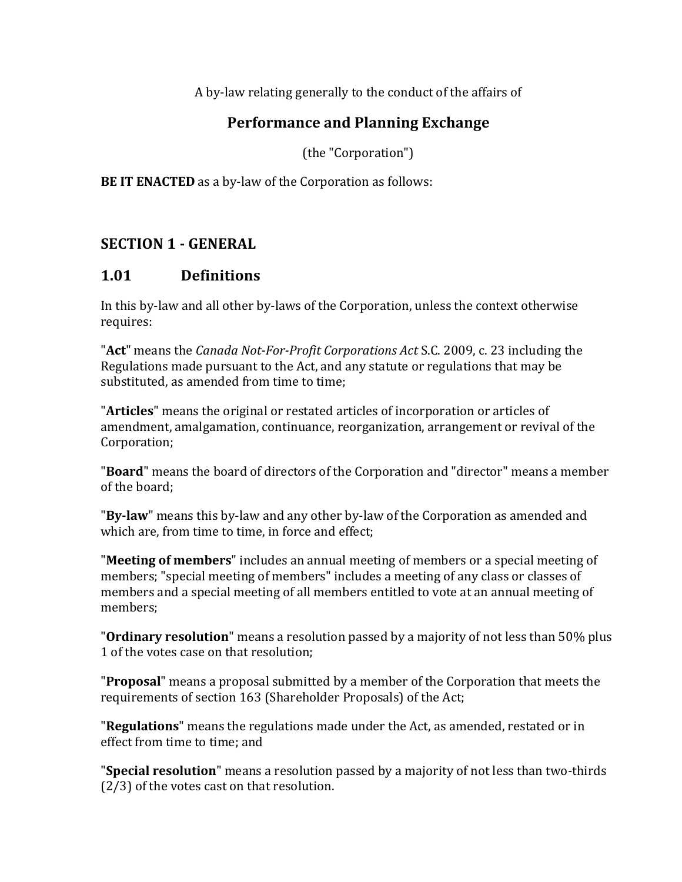A by-law relating generally to the conduct of the affairs of

# Performance and Planning Exchange

(the "Corporation")

**BE IT ENACTED** as a by-law of the Corporation as follows:

## SECTION 1 - GENERAL

### 1.01 Definitions

In this by-law and all other by-laws of the Corporation, unless the context otherwise requires:

"**Act**" means the *Canada Not-For-Profit Corporations Act* S.C. 2009, c. 23 including the Regulations made pursuant to the Act, and any statute or regulations that may be substituted, as amended from time to time;

"**Articles**" means the original or restated articles of incorporation or articles of amendment, amalgamation, continuance, reorganization, arrangement or revival of the Corporation;

"**Board**" means the board of directors of the Corporation and "director" means a member of the board;

"**By-law**" means this by-law and any other by-law of the Corporation as amended and which are, from time to time, in force and effect;

"**Meeting of members**" includes an annual meeting of members or a special meeting of members; "special meeting of members" includes a meeting of any class or classes of members and a special meeting of all members entitled to vote at an annual meeting of members;

"**Ordinary resolution**" means a resolution passed by a majority of not less than 50% plus 1 of the votes case on that resolution;

"**Proposal**" means a proposal submitted by a member of the Corporation that meets the requirements of section 163 (Shareholder Proposals) of the Act;

"**Regulations**" means the regulations made under the Act, as amended, restated or in effect from time to time; and

"**Special resolution**" means a resolution passed by a majority of not less than two-thirds (2/3) of the votes cast on that resolution.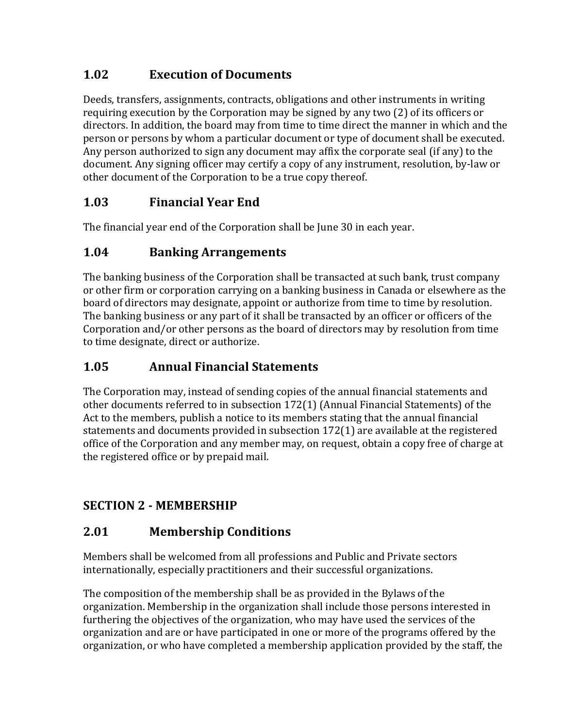## 1.02 Execution of Documents

Deeds, transfers, assignments, contracts, obligations and other instruments in writing requiring execution by the Corporation may be signed by any two (2) of its officers or directors. In addition, the board may from time to time direct the manner in which and the person or persons by whom a particular document or type of document shall be executed. Any person authorized to sign any document may affix the corporate seal (if any) to the document. Any signing officer may certify a copy of any instrument, resolution, by-law or other document of the Corporation to be a true copy thereof.

## 1.03 Financial Year End

The financial year end of the Corporation shall be June 30 in each year.

## 1.04 Banking Arrangements

The banking business of the Corporation shall be transacted at such bank, trust company or other firm or corporation carrying on a banking business in Canada or elsewhere as the board of directors may designate, appoint or authorize from time to time by resolution. The banking business or any part of it shall be transacted by an officer or officers of the Corporation and/or other persons as the board of directors may by resolution from time to time designate, direct or authorize.

## 1.05 Annual Financial Statements

The Corporation may, instead of sending copies of the annual financial statements and other documents referred to in subsection 172(1) (Annual Financial Statements) of the Act to the members, publish a notice to its members stating that the annual financial statements and documents provided in subsection 172(1) are available at the registered office of the Corporation and any member may, on request, obtain a copy free of charge at the registered office or by prepaid mail.

# SECTION 2 - MEMBERSHIP

## 2.01 Membership Conditions

Members shall be welcomed from all professions and Public and Private sectors internationally, especially practitioners and their successful organizations.

The composition of the membership shall be as provided in the Bylaws of the organization. Membership in the organization shall include those persons interested in furthering the objectives of the organization, who may have used the services of the organization and are or have participated in one or more of the programs offered by the organization, or who have completed a membership application provided by the staff, the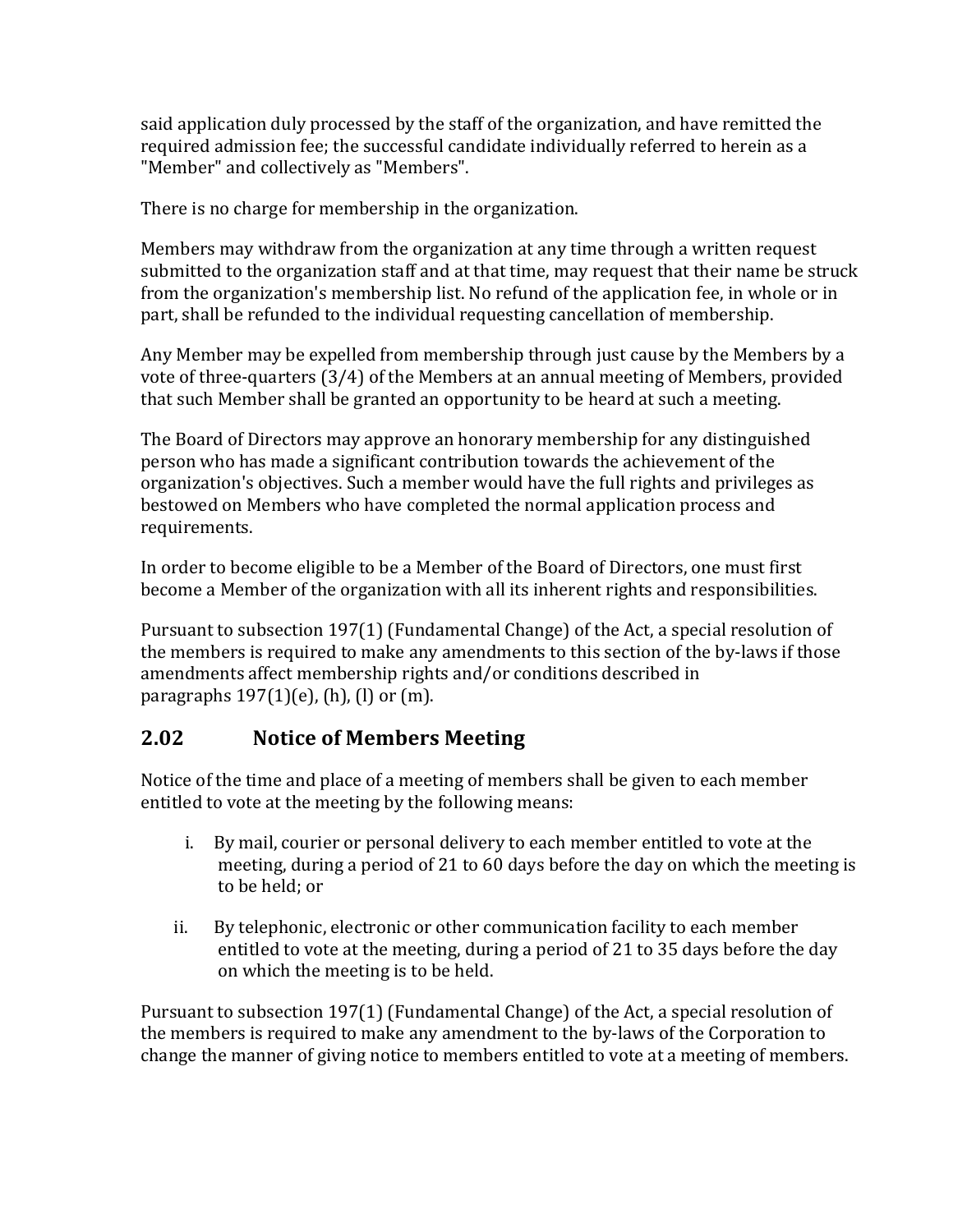said application duly processed by the staff of the organization, and have remitted the required admission fee; the successful candidate individually referred to herein as a "Member" and collectively as "Members".

There is no charge for membership in the organization.

Members may withdraw from the organization at any time through a written request submitted to the organization staff and at that time, may request that their name be struck from the organization's membership list. No refund of the application fee, in whole or in part, shall be refunded to the individual requesting cancellation of membership.

Any Member may be expelled from membership through just cause by the Members by a vote of three-quarters (3/4) of the Members at an annual meeting of Members, provided that such Member shall be granted an opportunity to be heard at such a meeting.

The Board of Directors may approve an honorary membership for any distinguished person who has made a significant contribution towards the achievement of the organization's objectives. Such a member would have the full rights and privileges as bestowed on Members who have completed the normal application process and requirements.

In order to become eligible to be a Member of the Board of Directors, one must first become a Member of the organization with all its inherent rights and responsibilities.

Pursuant to subsection 197(1) (Fundamental Change) of the Act, a special resolution of the members is required to make any amendments to this section of the by-laws if those amendments affect membership rights and/or conditions described in paragraphs 197(1)(e), (h), (l) or (m).

## 2.02 Notice of Members Meeting

Notice of the time and place of a meeting of members shall be given to each member entitled to vote at the meeting by the following means:

i. By mail, courier or personal delivery to each member entitled to vote at the meeting, during a period of 21 to 60 days before the day on which the meeting is to be held; or

ii. By telephonic, electronic or other communication facility to each member entitled to vote at the meeting, during a period of 21 to 35 days before the day on which the meeting is to be held.

Pursuant to subsection 197(1) (Fundamental Change) of the Act, a special resolution of the members is required to make any amendment to the by-laws of the Corporation to change the manner of giving notice to members entitled to vote at a meeting of members.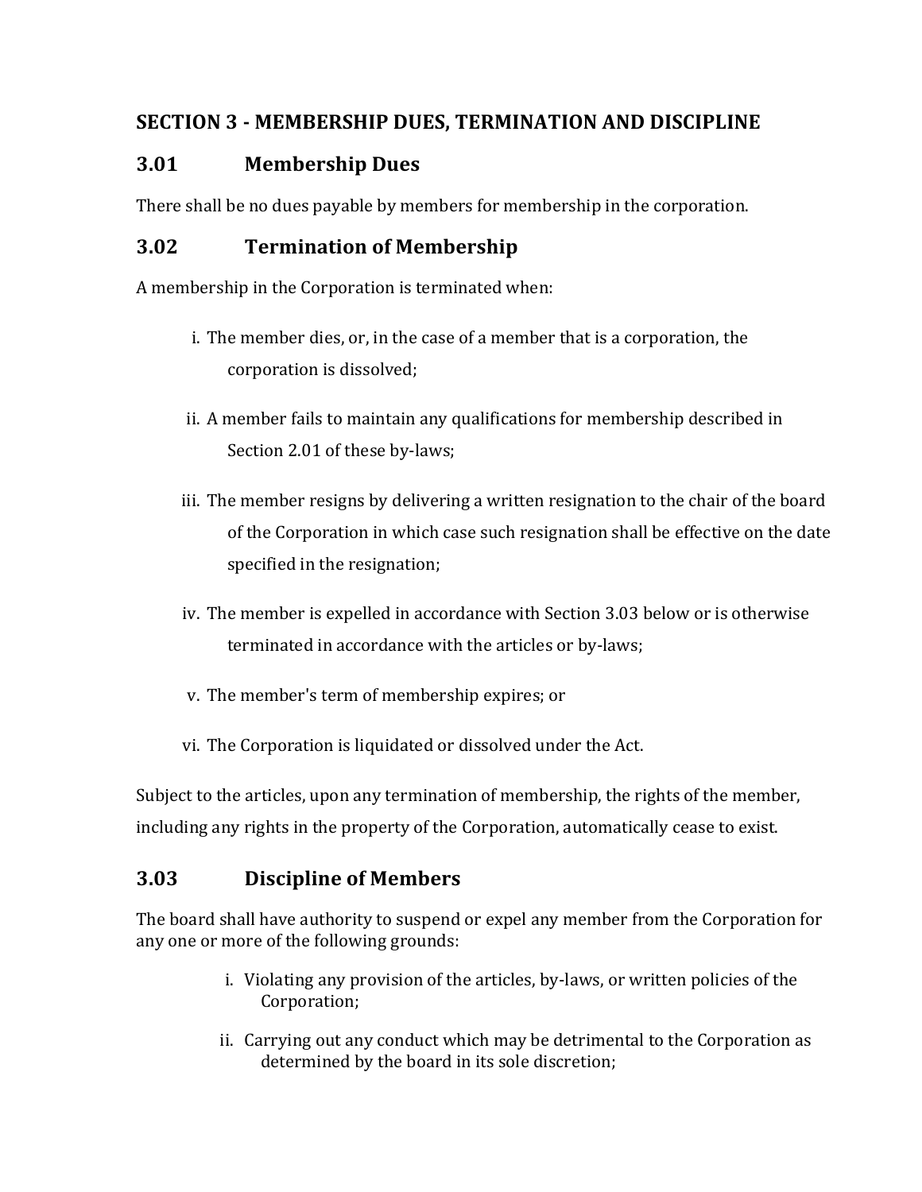## SECTION 3 - MEMBERSHIP DUES, TERMINATION AND DISCIPLINE

### 3.01 Membership Dues

There shall be no dues payable by members for membership in the corporation.

### 3.02 Termination of Membership

A membership in the Corporation is terminated when:

i. The member dies, or, in the case of a member that is a corporation, the corporation is dissolved;

ii. A member fails to maintain any qualifications for membership described in Section 2.01 of these by-laws;

iii. The member resigns by delivering a written resignation to the chair of the board of the Corporation in which case such resignation shall be effective on the date specified in the resignation;

iv. The member is expelled in accordance with Section 3.03 below or is otherwise terminated in accordance with the articles or by-laws;

v. The member's term of membership expires; or

vi. The Corporation is liquidated or dissolved under the Act.

Subject to the articles, upon any termination of membership, the rights of the member, including any rights in the property of the Corporation, automatically cease to exist.

### 3.03 Discipline of Members

The board shall have authority to suspend or expel any member from the Corporation for any one or more of the following grounds:

i. Violating any provision of the articles, by-laws, or written policies of the Corporation;

ii. Carrying out any conduct which may be detrimental to the Corporation as determined by the board in its sole discretion;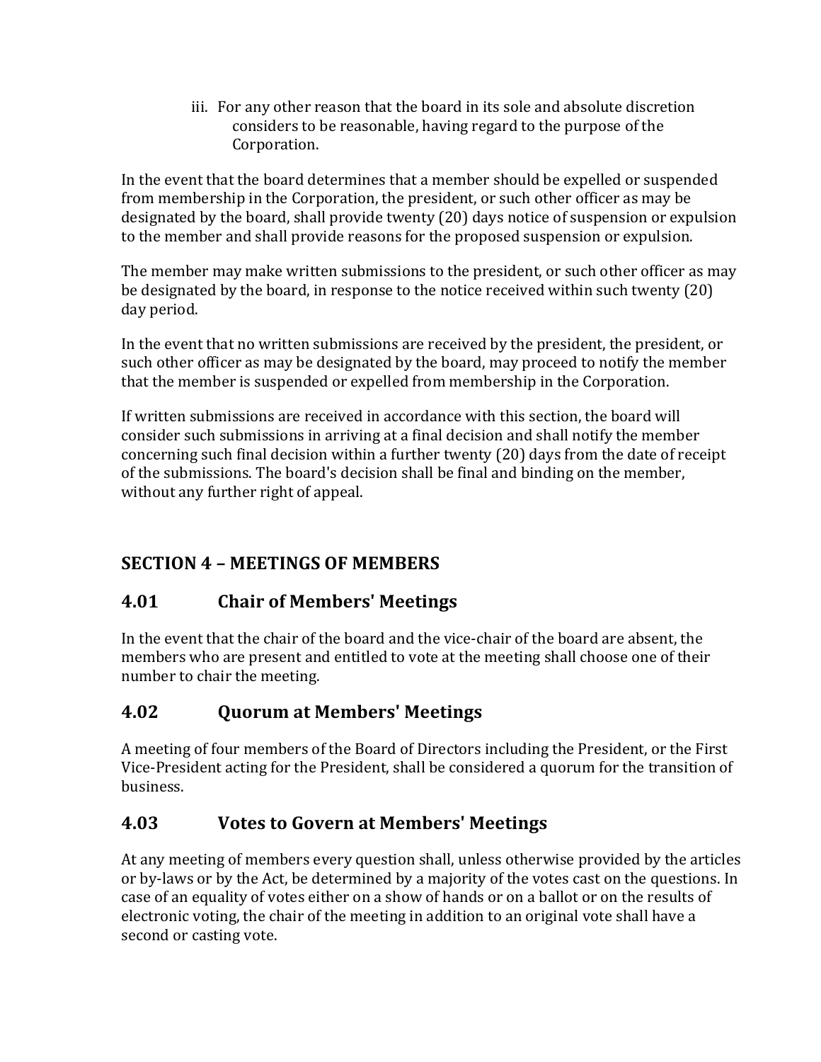iii. For any other reason that the board in its sole and absolute discretion considers to be reasonable, having regard to the purpose of the Corporation.

In the event that the board determines that a member should be expelled or suspended from membership in the Corporation, the president, or such other officer as may be designated by the board, shall provide twenty (20) days notice of suspension or expulsion to the member and shall provide reasons for the proposed suspension or expulsion.

The member may make written submissions to the president, or such other officer as may be designated by the board, in response to the notice received within such twenty (20) day period.

In the event that no written submissions are received by the president, the president, or such other officer as may be designated by the board, may proceed to notify the member that the member is suspended or expelled from membership in the Corporation.

If written submissions are received in accordance with this section, the board will consider such submissions in arriving at a final decision and shall notify the member concerning such final decision within a further twenty (20) days from the date of receipt of the submissions. The board's decision shall be final and binding on the member, without any further right of appeal.

## SECTION 4 – MEETINGS OF MEMBERS

### 4.01 Chair of Members' Meetings

In the event that the chair of the board and the vice-chair of the board are absent, the members who are present and entitled to vote at the meeting shall choose one of their number to chair the meeting.

### 4.02 Quorum at Members' Meetings

A meeting of four members of the Board of Directors including the President, or the First Vice-President acting for the President, shall be considered a quorum for the transition of business.

### 4.03 Votes to Govern at Members' Meetings

At any meeting of members every question shall, unless otherwise provided by the articles or by-laws or by the Act, be determined by a majority of the votes cast on the questions. In case of an equality of votes either on a show of hands or on a ballot or on the results of electronic voting, the chair of the meeting in addition to an original vote shall have a second or casting vote.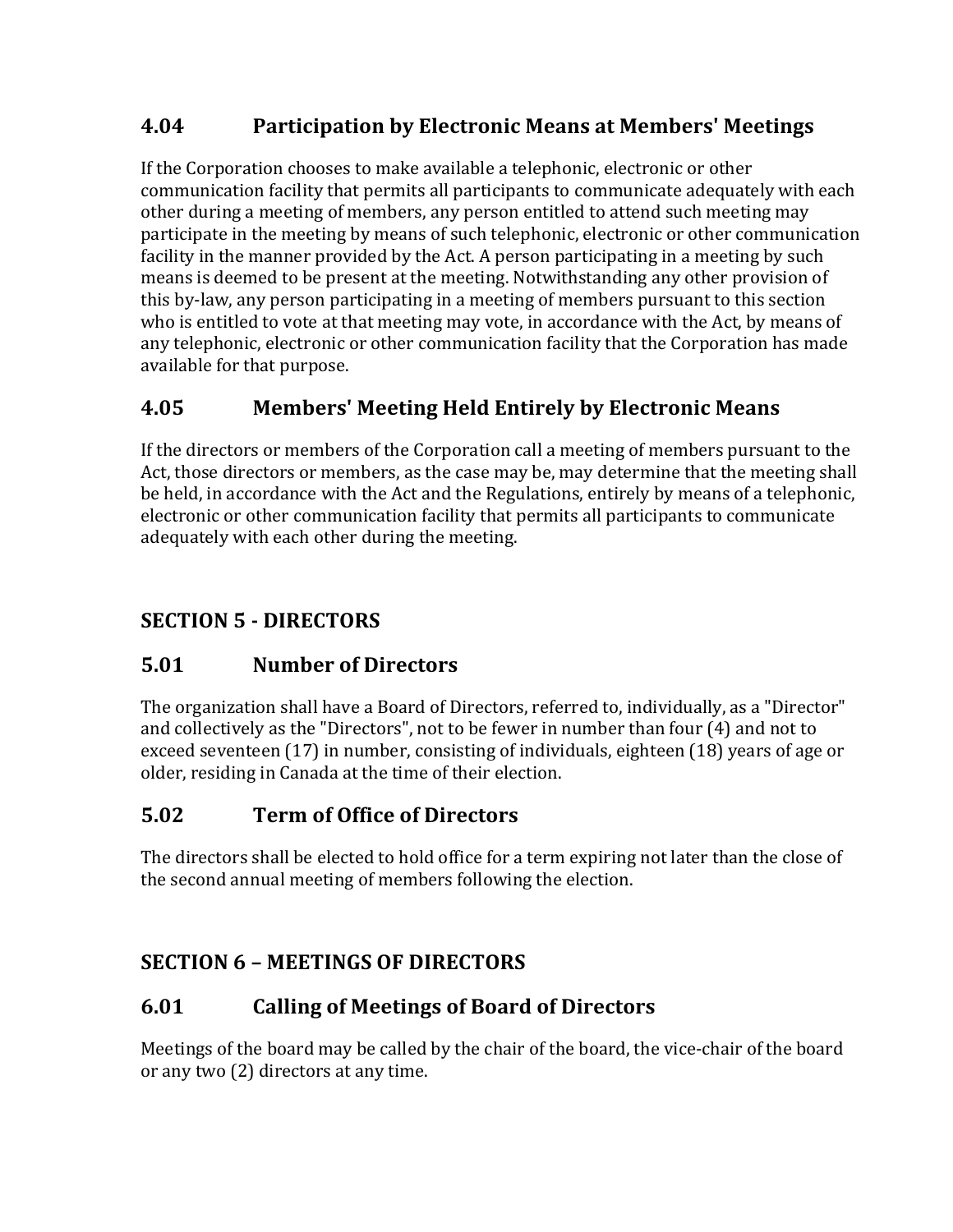### 4.04 Participation by Electronic Means at Members' Meetings

If the Corporation chooses to make available a telephonic, electronic or other communication facility that permits all participants to communicate adequately with each other during a meeting of members, any person entitled to attend such meeting may participate in the meeting by means of such telephonic, electronic or other communication facility in the manner provided by the Act. A person participating in a meeting by such means is deemed to be present at the meeting. Notwithstanding any other provision of this by-law, any person participating in a meeting of members pursuant to this section who is entitled to vote at that meeting may vote, in accordance with the Act, by means of any telephonic, electronic or other communication facility that the Corporation has made available for that purpose.

### 4.05 Members' Meeting Held Entirely by Electronic Means

If the directors or members of the Corporation call a meeting of members pursuant to the Act, those directors or members, as the case may be, may determine that the meeting shall be held, in accordance with the Act and the Regulations, entirely by means of a telephonic, electronic or other communication facility that permits all participants to communicate adequately with each other during the meeting.

## SECTION 5 - DIRECTORS

### 5.01 Number of Directors

The organization shall have a Board of Directors, referred to, individually, as a "Director" and collectively as the "Directors", not to be fewer in number than four (4) and not to exceed seventeen (17) in number, consisting of individuals, eighteen (18) years of age or older, residing in Canada at the time of their election.

### 5.02 Term of Office of Directors

The directors shall be elected to hold office for a term expiring not later than the close of the second annual meeting of members following the election.

## SECTION 6 – MEETINGS OF DIRECTORS

### 6.01 Calling of Meetings of Board of Directors

Meetings of the board may be called by the chair of the board, the vice-chair of the board or any two (2) directors at any time.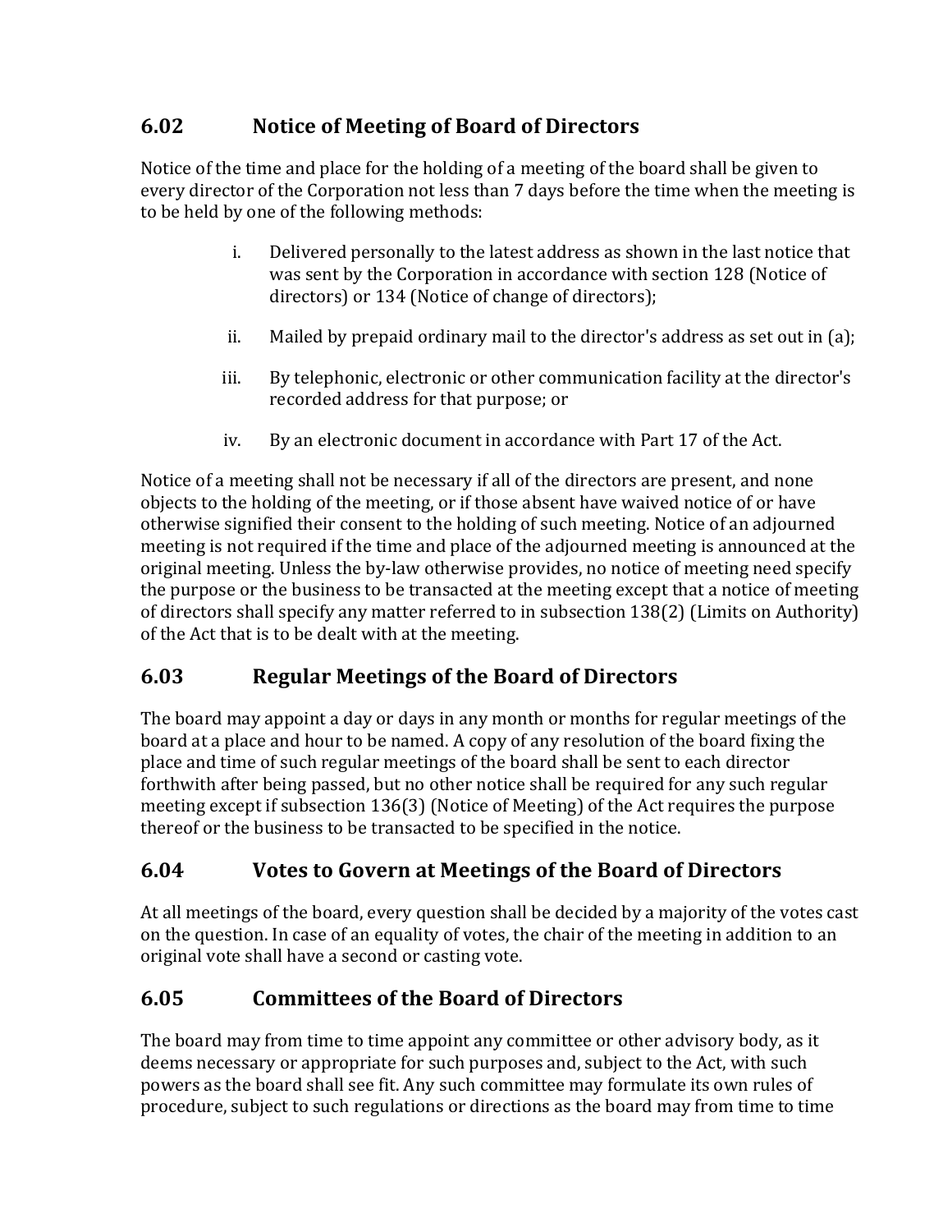## 6.02 Notice of Meeting of Board of Directors

Notice of the time and place for the holding of a meeting of the board shall be given to every director of the Corporation not less than 7 days before the time when the meeting is to be held by one of the following methods:

i. Delivered personally to the latest address as shown in the last notice that was sent by the Corporation in accordance with section 128 (Notice of directors) or 134 (Notice of change of directors);

ii. Mailed by prepaid ordinary mail to the director's address as set out in (a);

iii. By telephonic, electronic or other communication facility at the director's recorded address for that purpose; or

iv. By an electronic document in accordance with Part 17 of the Act.

Notice of a meeting shall not be necessary if all of the directors are present, and none objects to the holding of the meeting, or if those absent have waived notice of or have otherwise signified their consent to the holding of such meeting. Notice of an adjourned meeting is not required if the time and place of the adjourned meeting is announced at the original meeting. Unless the by-law otherwise provides, no notice of meeting need specify the purpose or the business to be transacted at the meeting except that a notice of meeting of directors shall specify any matter referred to in subsection 138(2) (Limits on Authority) of the Act that is to be dealt with at the meeting.

## 6.03 Regular Meetings of the Board of Directors

The board may appoint a day or days in any month or months for regular meetings of the board at a place and hour to be named. A copy of any resolution of the board fixing the place and time of such regular meetings of the board shall be sent to each director forthwith after being passed, but no other notice shall be required for any such regular meeting except if subsection 136(3) (Notice of Meeting) of the Act requires the purpose thereof or the business to be transacted to be specified in the notice.

## 6.04 Votes to Govern at Meetings of the Board of Directors

At all meetings of the board, every question shall be decided by a majority of the votes cast on the question. In case of an equality of votes, the chair of the meeting in addition to an original vote shall have a second or casting vote.

## 6.05 Committees of the Board of Directors

The board may from time to time appoint any committee or other advisory body, as it deems necessary or appropriate for such purposes and, subject to the Act, with such powers as the board shall see fit. Any such committee may formulate its own rules of procedure, subject to such regulations or directions as the board may from time to time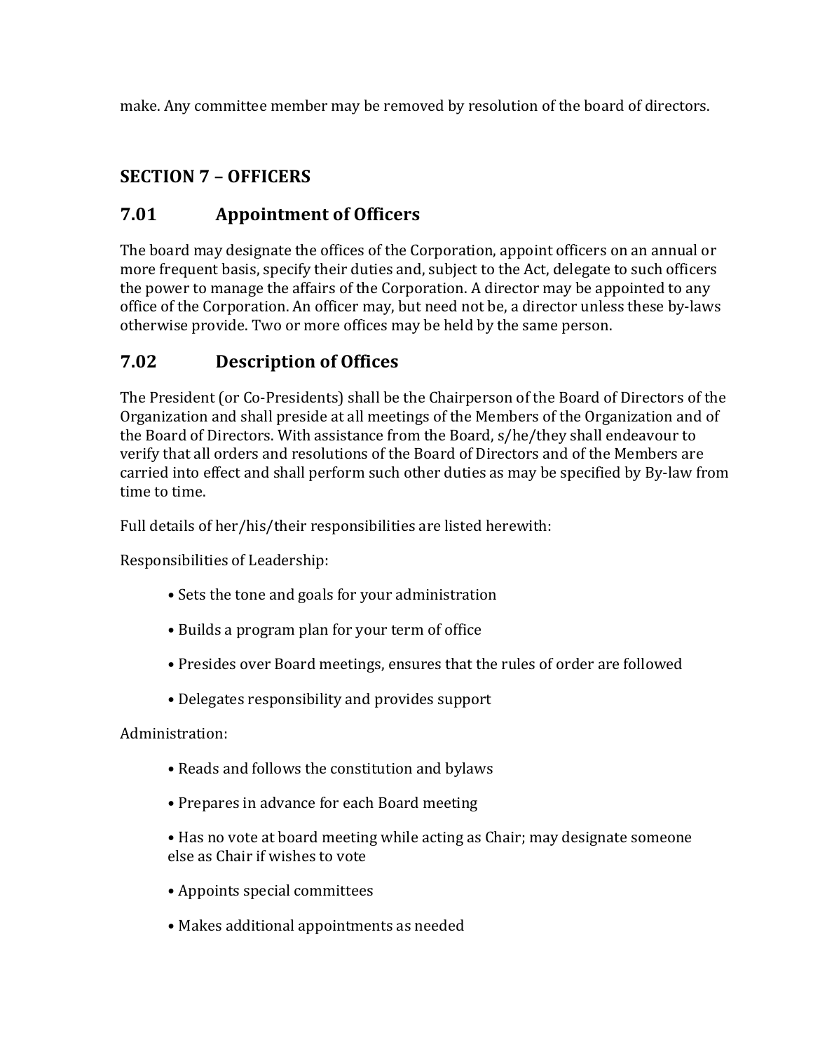make. Any committee member may be removed by resolution of the board of directors.

## SECTION 7 – OFFICERS

## 7.01 Appointment of Officers

The board may designate the offices of the Corporation, appoint officers on an annual or more frequent basis, specify their duties and, subject to the Act, delegate to such officers the power to manage the affairs of the Corporation. A director may be appointed to any office of the Corporation. An officer may, but need not be, a director unless these by-laws otherwise provide. Two or more offices may be held by the same person.

## 7.02 Description of Offices

The President (or Co-Presidents) shall be the Chairperson of the Board of Directors of the Organization and shall preside at all meetings of the Members of the Organization and of the Board of Directors. With assistance from the Board, s/he/they shall endeavour to verify that all orders and resolutions of the Board of Directors and of the Members are carried into effect and shall perform such other duties as may be specified by By-law from time to time.

Full details of her/his/their responsibilities are listed herewith:

Responsibilities of Leadership:

- Sets the tone and goals for your administration
- Builds a program plan for your term of office
- Presides over Board meetings, ensures that the rules of order are followed
- Delegates responsibility and provides support

Administration:

- Reads and follows the constitution and bylaws
- Prepares in advance for each Board meeting
- Has no vote at board meeting while acting as Chair; may designate someone else as Chair if wishes to vote
- Appoints special committees
- Makes additional appointments as needed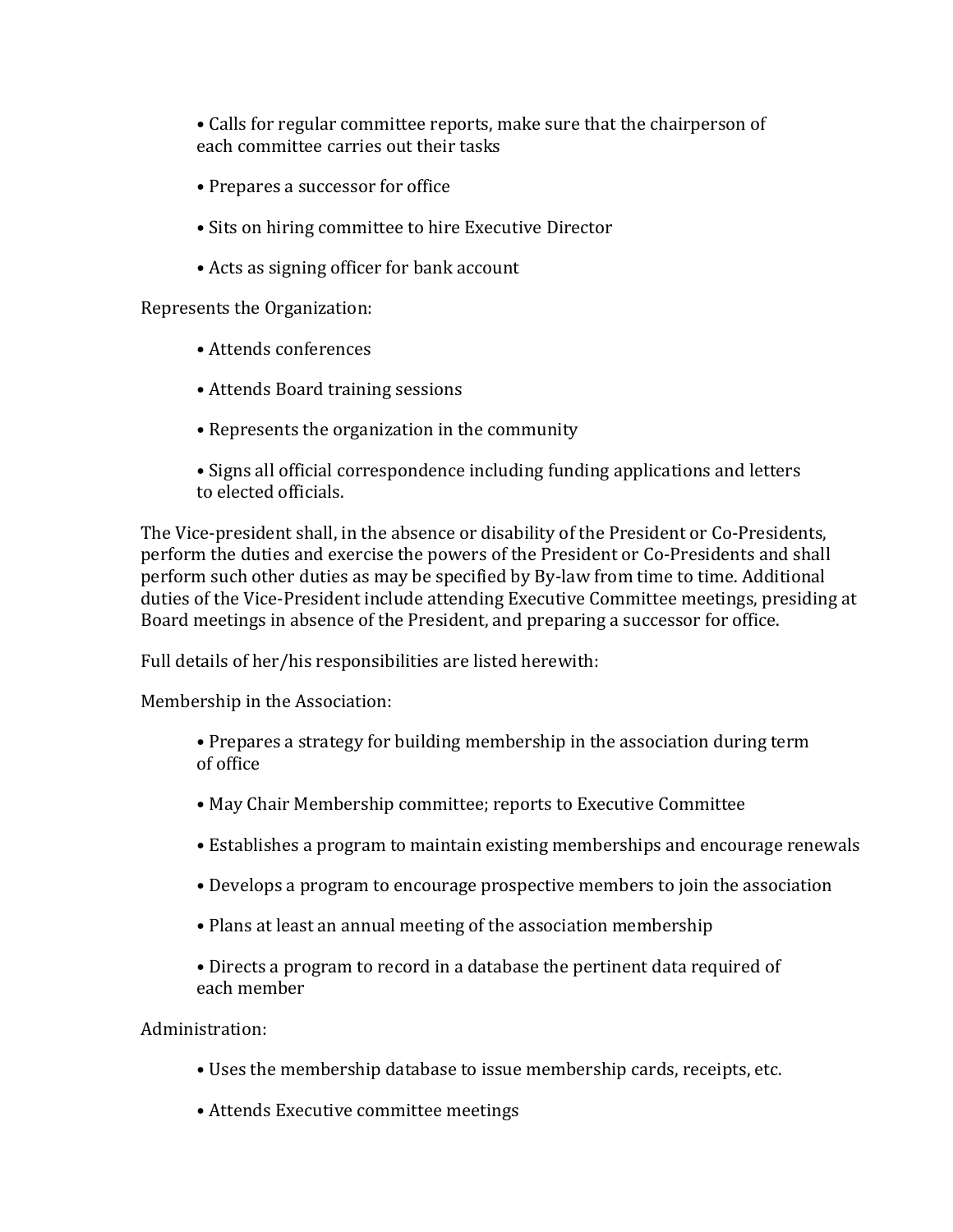- Calls for regular committee reports, make sure that the chairperson of each committee carries out their tasks

- Prepares a successor for office

- Sits on hiring committee to hire Executive Director

- Acts as signing officer for bank account

Represents the Organization:

- Attends conferences

- Attends Board training sessions

- Represents the organization in the community

- Signs all official correspondence including funding applications and letters to elected officials.

The Vice-president shall, in the absence or disability of the President or Co-Presidents, perform the duties and exercise the powers of the President or Co-Presidents and shall perform such other duties as may be specified by By-law from time to time. Additional duties of the Vice-President include attending Executive Committee meetings, presiding at Board meetings in absence of the President, and preparing a successor for office.

Full details of her/his responsibilities are listed herewith:

Membership in the Association:

- Prepares a strategy for building membership in the association during term of office

- May Chair Membership committee; reports to Executive Committee

- Establishes a program to maintain existing memberships and encourage renewals

- Develops a program to encourage prospective members to join the association

- Plans at least an annual meeting of the association membership

- Directs a program to record in a database the pertinent data required of each member

Administration:

- Uses the membership database to issue membership cards, receipts, etc.

- Attends Executive committee meetings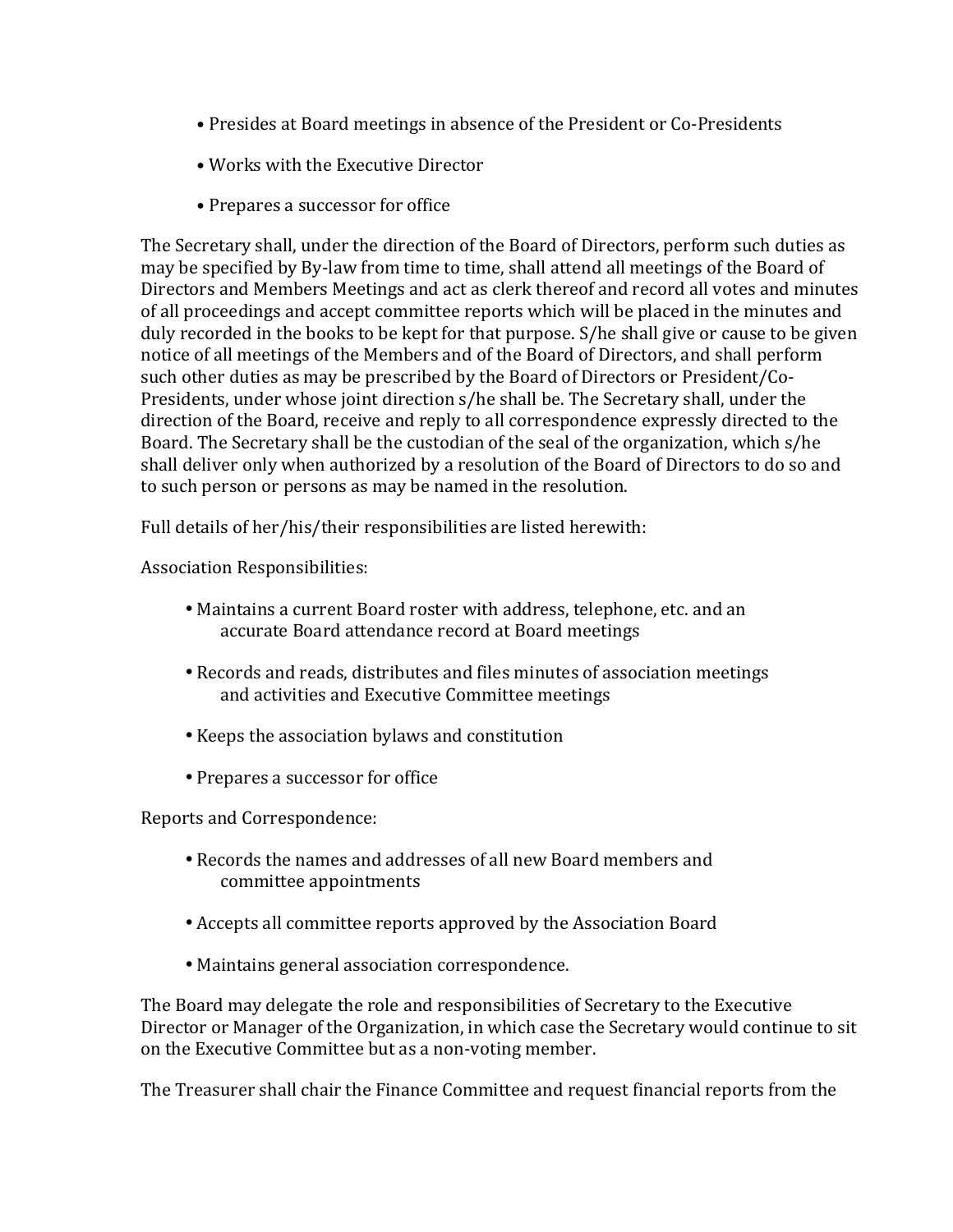- Presides at Board meetings in absence of the President or Co-Presidents
- Works with the Executive Director
- Prepares a successor for office

The Secretary shall, under the direction of the Board of Directors, perform such duties as may be specified by By-law from time to time, shall attend all meetings of the Board of Directors and Members Meetings and act as clerk thereof and record all votes and minutes of all proceedings and accept committee reports which will be placed in the minutes and duly recorded in the books to be kept for that purpose. S/he shall give or cause to be given notice of all meetings of the Members and of the Board of Directors, and shall perform such other duties as may be prescribed by the Board of Directors or President/Co-Presidents, under whose joint direction s/he shall be. The Secretary shall, under the direction of the Board, receive and reply to all correspondence expressly directed to the Board. The Secretary shall be the custodian of the seal of the organization, which s/he shall deliver only when authorized by a resolution of the Board of Directors to do so and to such person or persons as may be named in the resolution.

Full details of her/his/their responsibilities are listed herewith:

Association Responsibilities:

- Maintains a current Board roster with address, telephone, etc. and an accurate Board attendance record at Board meetings
- Records and reads, distributes and files minutes of association meetings and activities and Executive Committee meetings
- Keeps the association bylaws and constitution
- Prepares a successor for office

Reports and Correspondence:

- Records the names and addresses of all new Board members and committee appointments
- Accepts all committee reports approved by the Association Board
- Maintains general association correspondence.

The Board may delegate the role and responsibilities of Secretary to the Executive Director or Manager of the Organization, in which case the Secretary would continue to sit on the Executive Committee but as a non-voting member.

The Treasurer shall chair the Finance Committee and request financial reports from the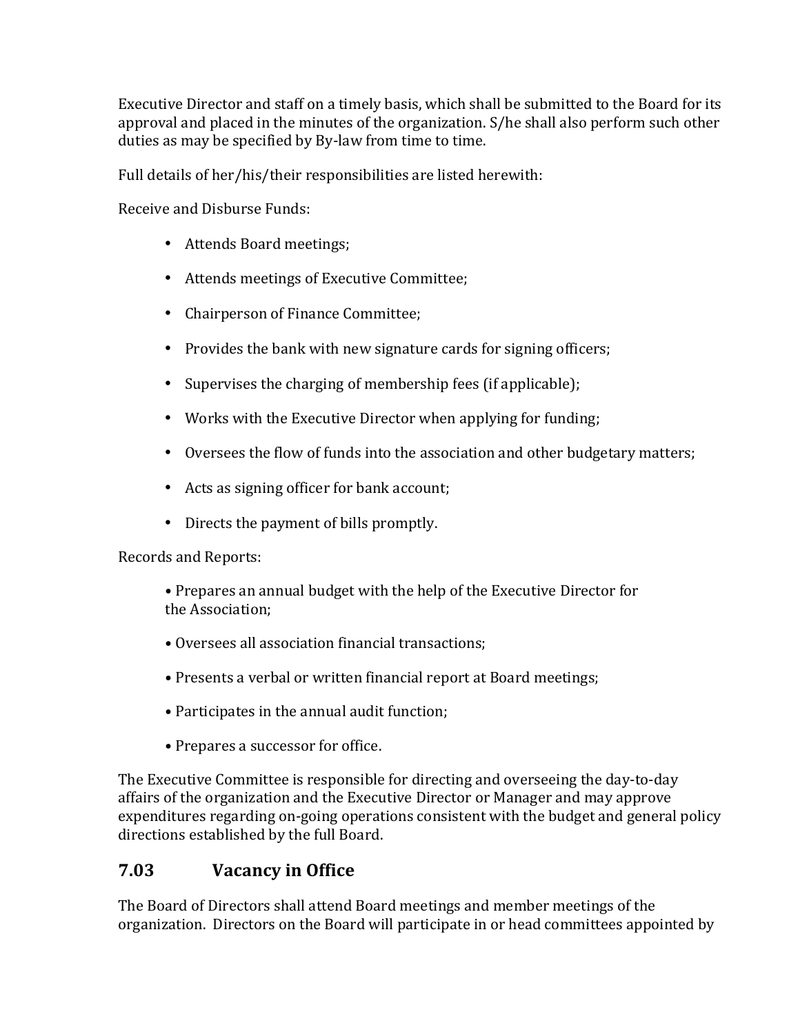Executive Director and staff on a timely basis, which shall be submitted to the Board for its approval and placed in the minutes of the organization. S/he shall also perform such other duties as may be specified by By-law from time to time.

Full details of her/his/their responsibilities are listed herewith:

Receive and Disburse Funds:

- Attends Board meetings;
- Attends meetings of Executive Committee;
- Chairperson of Finance Committee;
- Provides the bank with new signature cards for signing officers;
- Supervises the charging of membership fees (if applicable);
- Works with the Executive Director when applying for funding;
- Oversees the flow of funds into the association and other budgetary matters;
- Acts as signing officer for bank account;
- Directs the payment of bills promptly.

Records and Reports:

- Prepares an annual budget with the help of the Executive Director for the Association;
- Oversees all association financial transactions;
- Presents a verbal or written financial report at Board meetings;
- Participates in the annual audit function;
- Prepares a successor for office.

The Executive Committee is responsible for directing and overseeing the day-to-day affairs of the organization and the Executive Director or Manager and may approve expenditures regarding on-going operations consistent with the budget and general policy directions established by the full Board.

## 7.03 Vacancy in Office

The Board of Directors shall attend Board meetings and member meetings of the organization. Directors on the Board will participate in or head committees appointed by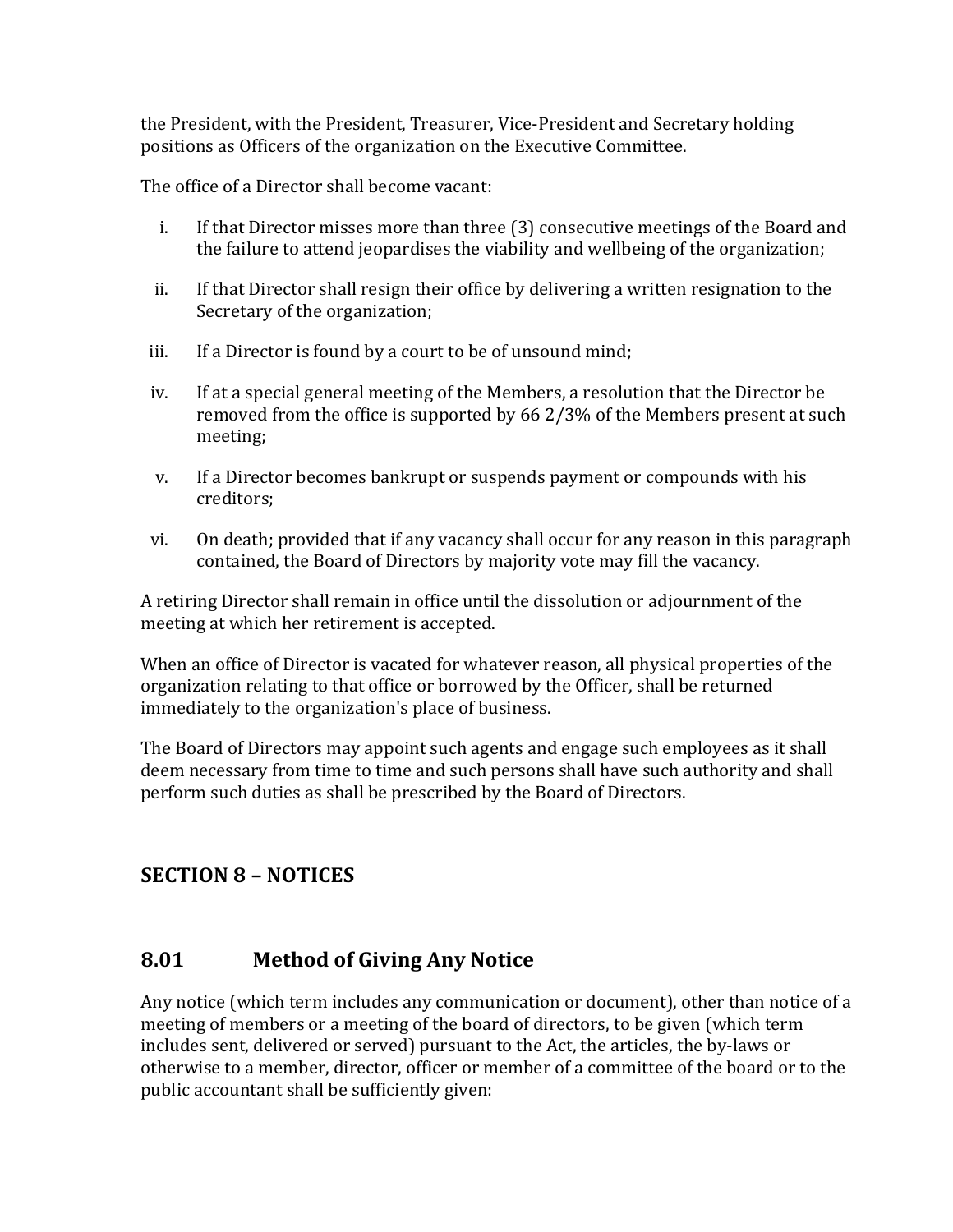the President, with the President, Treasurer, Vice-President and Secretary holding positions as Officers of the organization on the Executive Committee.

The office of a Director shall become vacant:

i. If that Director misses more than three (3) consecutive meetings of the Board and the failure to attend jeopardises the viability and wellbeing of the organization;

ii. If that Director shall resign their office by delivering a written resignation to the Secretary of the organization;

iii. If a Director is found by a court to be of unsound mind;

iv. If at a special general meeting of the Members, a resolution that the Director be removed from the office is supported by 66 2/3% of the Members present at such meeting;

v. If a Director becomes bankrupt or suspends payment or compounds with his creditors;

vi. On death; provided that if any vacancy shall occur for any reason in this paragraph contained, the Board of Directors by majority vote may fill the vacancy.

A retiring Director shall remain in office until the dissolution or adjournment of the meeting at which her retirement is accepted.

When an office of Director is vacated for whatever reason, all physical properties of the organization relating to that office or borrowed by the Officer, shall be returned immediately to the organization's place of business.

The Board of Directors may appoint such agents and engage such employees as it shall deem necessary from time to time and such persons shall have such authority and shall perform such duties as shall be prescribed by the Board of Directors.

## SECTION 8 – NOTICES

### 8.01 Method of Giving Any Notice

Any notice (which term includes any communication or document), other than notice of a meeting of members or a meeting of the board of directors, to be given (which term includes sent, delivered or served) pursuant to the Act, the articles, the by-laws or otherwise to a member, director, officer or member of a committee of the board or to the public accountant shall be sufficiently given: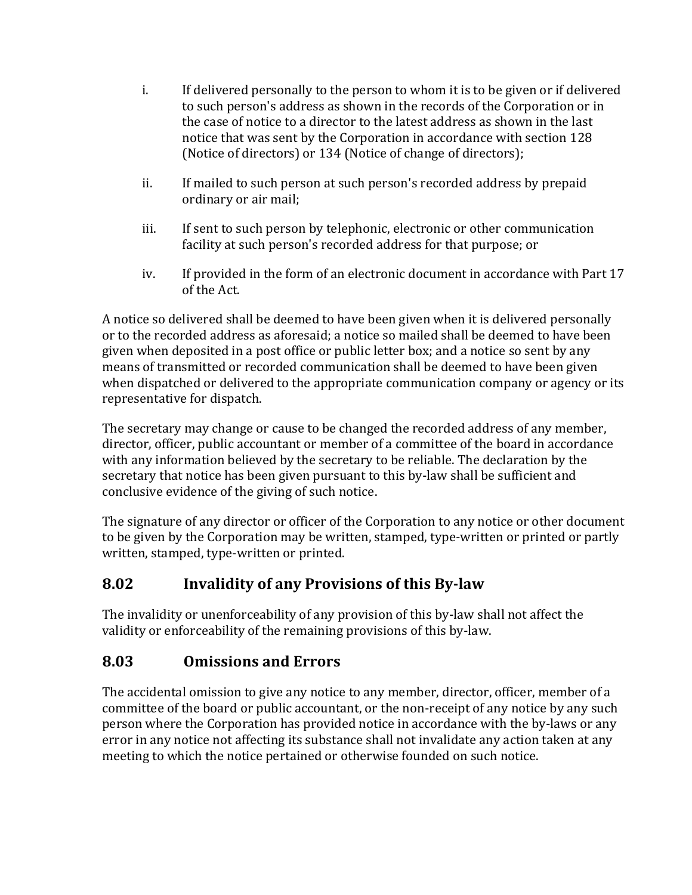i. If delivered personally to the person to whom it is to be given or if delivered to such person's address as shown in the records of the Corporation or in the case of notice to a director to the latest address as shown in the last notice that was sent by the Corporation in accordance with section 128 (Notice of directors) or 134 (Notice of change of directors);

ii. If mailed to such person at such person's recorded address by prepaid ordinary or air mail;

iii. If sent to such person by telephonic, electronic or other communication facility at such person's recorded address for that purpose; or

iv. If provided in the form of an electronic document in accordance with Part 17 of the Act.

A notice so delivered shall be deemed to have been given when it is delivered personally or to the recorded address as aforesaid; a notice so mailed shall be deemed to have been given when deposited in a post office or public letter box; and a notice so sent by any means of transmitted or recorded communication shall be deemed to have been given when dispatched or delivered to the appropriate communication company or agency or its representative for dispatch.

The secretary may change or cause to be changed the recorded address of any member, director, officer, public accountant or member of a committee of the board in accordance with any information believed by the secretary to be reliable. The declaration by the secretary that notice has been given pursuant to this by-law shall be sufficient and conclusive evidence of the giving of such notice.

The signature of any director or officer of the Corporation to any notice or other document to be given by the Corporation may be written, stamped, type-written or printed or partly written, stamped, type-written or printed.

## 8.02 Invalidity of any Provisions of this By-law

The invalidity or unenforceability of any provision of this by-law shall not affect the validity or enforceability of the remaining provisions of this by-law.

## 8.03 Omissions and Errors

The accidental omission to give any notice to any member, director, officer, member of a committee of the board or public accountant, or the non-receipt of any notice by any such person where the Corporation has provided notice in accordance with the by-laws or any error in any notice not affecting its substance shall not invalidate any action taken at any meeting to which the notice pertained or otherwise founded on such notice.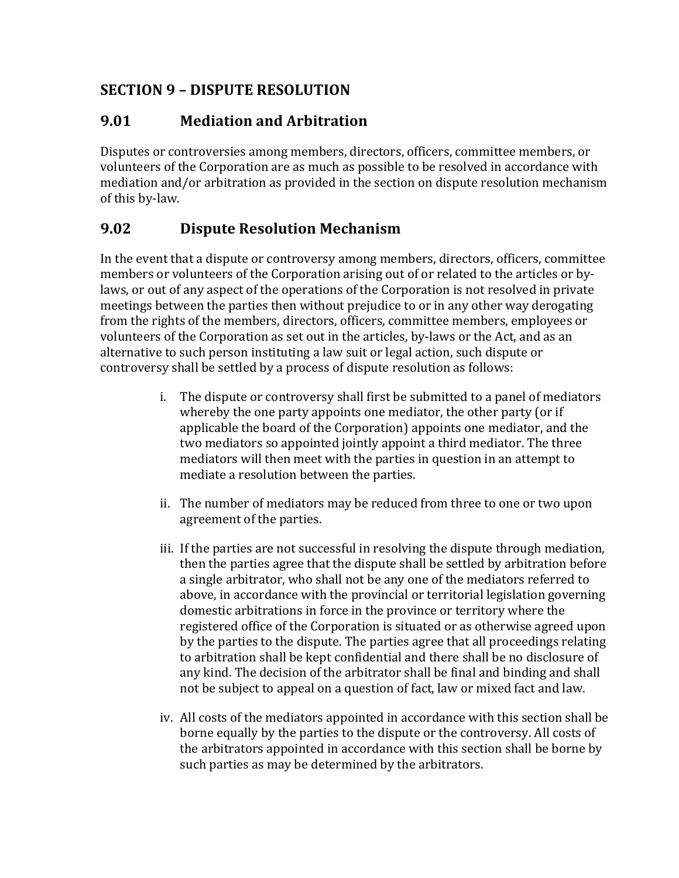## SECTION 9 – DISPUTE RESOLUTION

### 9.01 Mediation and Arbitration

Disputes or controversies among members, directors, officers, committee members, or volunteers of the Corporation are as much as possible to be resolved in accordance with mediation and/or arbitration as provided in the section on dispute resolution mechanism of this by-law.

### 9.02 Dispute Resolution Mechanism

In the event that a dispute or controversy among members, directors, officers, committee members or volunteers of the Corporation arising out of or related to the articles or by-laws, or out of any aspect of the operations of the Corporation is not resolved in private meetings between the parties then without prejudice to or in any other way derogating from the rights of the members, directors, officers, committee members, employees or volunteers of the Corporation as set out in the articles, by-laws or the Act, and as an alternative to such person instituting a law suit or legal action, such dispute or controversy shall be settled by a process of dispute resolution as follows:

i. The dispute or controversy shall first be submitted to a panel of mediators whereby the one party appoints one mediator, the other party (or if applicable the board of the Corporation) appoints one mediator, and the two mediators so appointed jointly appoint a third mediator. The three mediators will then meet with the parties in question in an attempt to mediate a resolution between the parties.

ii. The number of mediators may be reduced from three to one or two upon agreement of the parties.

iii. If the parties are not successful in resolving the dispute through mediation, then the parties agree that the dispute shall be settled by arbitration before a single arbitrator, who shall not be any one of the mediators referred to above, in accordance with the provincial or territorial legislation governing domestic arbitrations in force in the province or territory where the registered office of the Corporation is situated or as otherwise agreed upon by the parties to the dispute. The parties agree that all proceedings relating to arbitration shall be kept confidential and there shall be no disclosure of any kind. The decision of the arbitrator shall be final and binding and shall not be subject to appeal on a question of fact, law or mixed fact and law.

iv. All costs of the mediators appointed in accordance with this section shall be borne equally by the parties to the dispute or the controversy. All costs of the arbitrators appointed in accordance with this section shall be borne by such parties as may be determined by the arbitrators.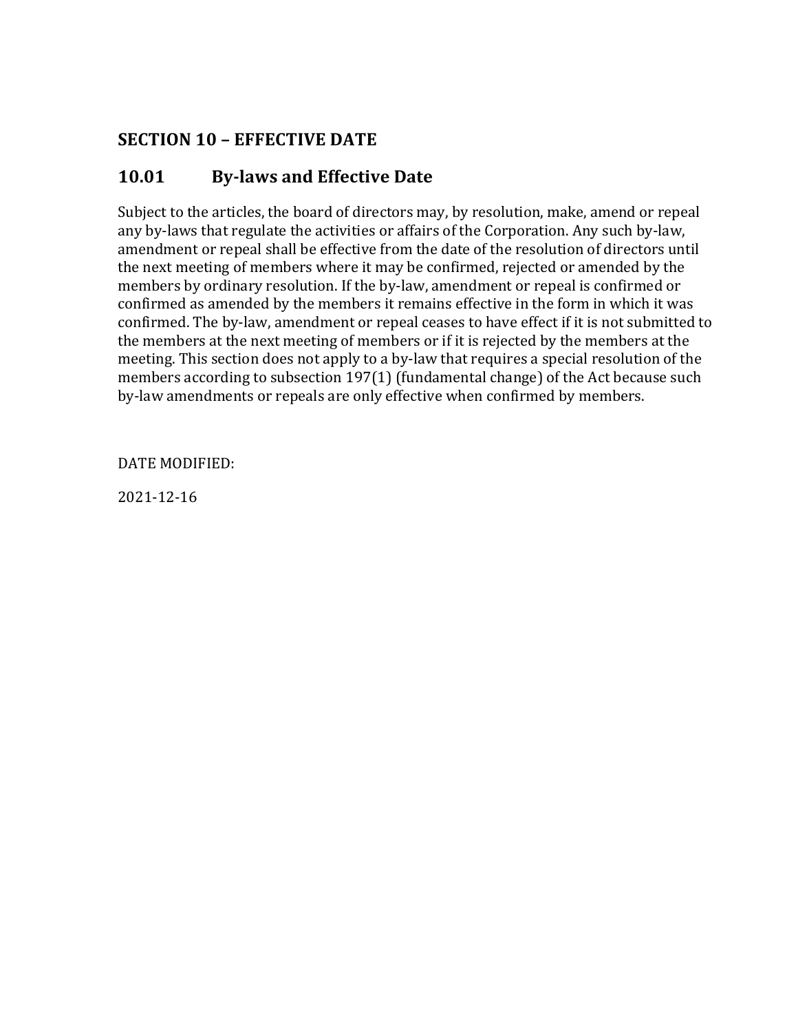## SECTION 10 – EFFECTIVE DATE

### 10.01 By-laws and Effective Date

Subject to the articles, the board of directors may, by resolution, make, amend or repeal any by-laws that regulate the activities or affairs of the Corporation. Any such by-law, amendment or repeal shall be effective from the date of the resolution of directors until the next meeting of members where it may be confirmed, rejected or amended by the members by ordinary resolution. If the by-law, amendment or repeal is confirmed or confirmed as amended by the members it remains effective in the form in which it was confirmed. The by-law, amendment or repeal ceases to have effect if it is not submitted to the members at the next meeting of members or if it is rejected by the members at the meeting. This section does not apply to a by-law that requires a special resolution of the members according to subsection 197(1) (fundamental change) of the Act because such by-law amendments or repeals are only effective when confirmed by members.

DATE MODIFIED:

2021-12-16